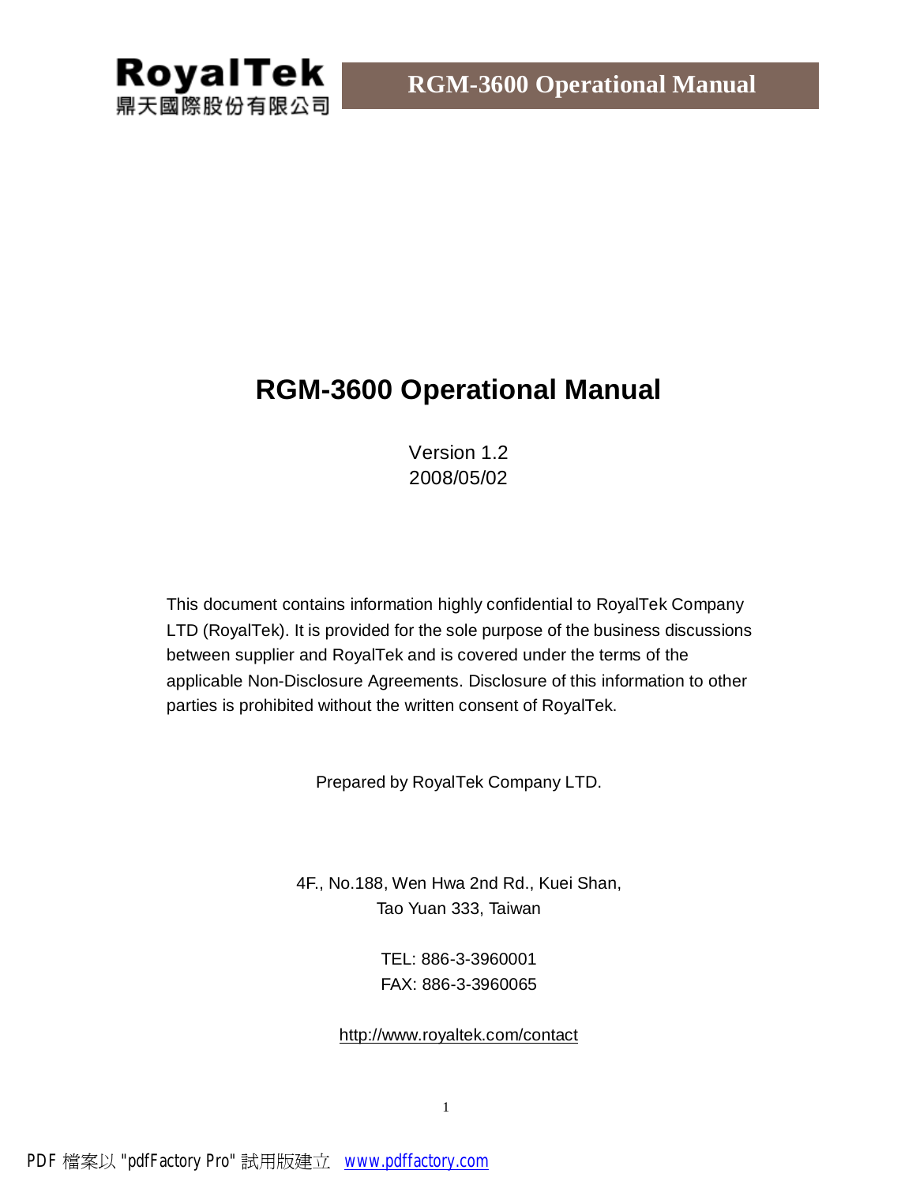# RGM-3600 Operational Manual

Version 1.2
2008/05/02

This document contains information highly confidential to RoyalTek Company LTD (RoyalTek). It is provided for the sole purpose of the business discussions between supplier and RoyalTek and is covered under the terms of the applicable Non-Disclosure Agreements. Disclosure of this information to other parties is prohibited without the written consent of RoyalTek.

Prepared by RoyalTek Company LTD.

4F., No.188, Wen Hwa 2nd Rd., Kuei Shan,
Tao Yuan 333, Taiwan

TEL: 886-3-3960001
FAX: 886-3-3960065

http://www.royaltek.com/contact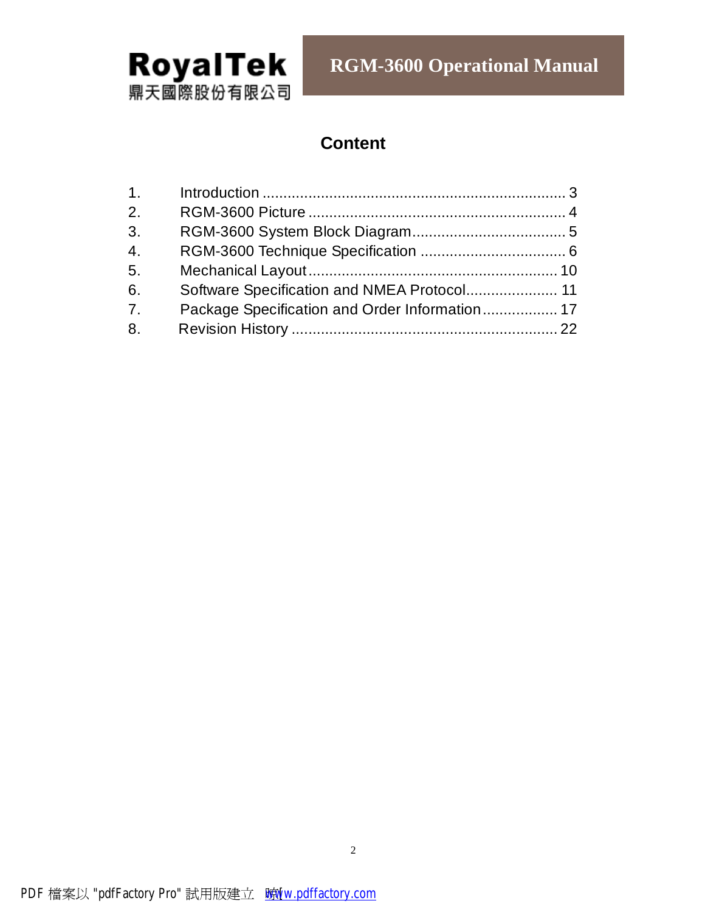# Content

1. Introduction ........................................................................ 3
2. RGM-3600 Picture ............................................................. 4
3. RGM-3600 System Block Diagram..................................... 5
4. RGM-3600 Technique Specification ................................... 6
5. Mechanical Layout............................................................ 10
6. Software Specification and NMEA Protocol...................... 11
7. Package Specification and Order Information.................. 17
8. Revision History ................................................................ 22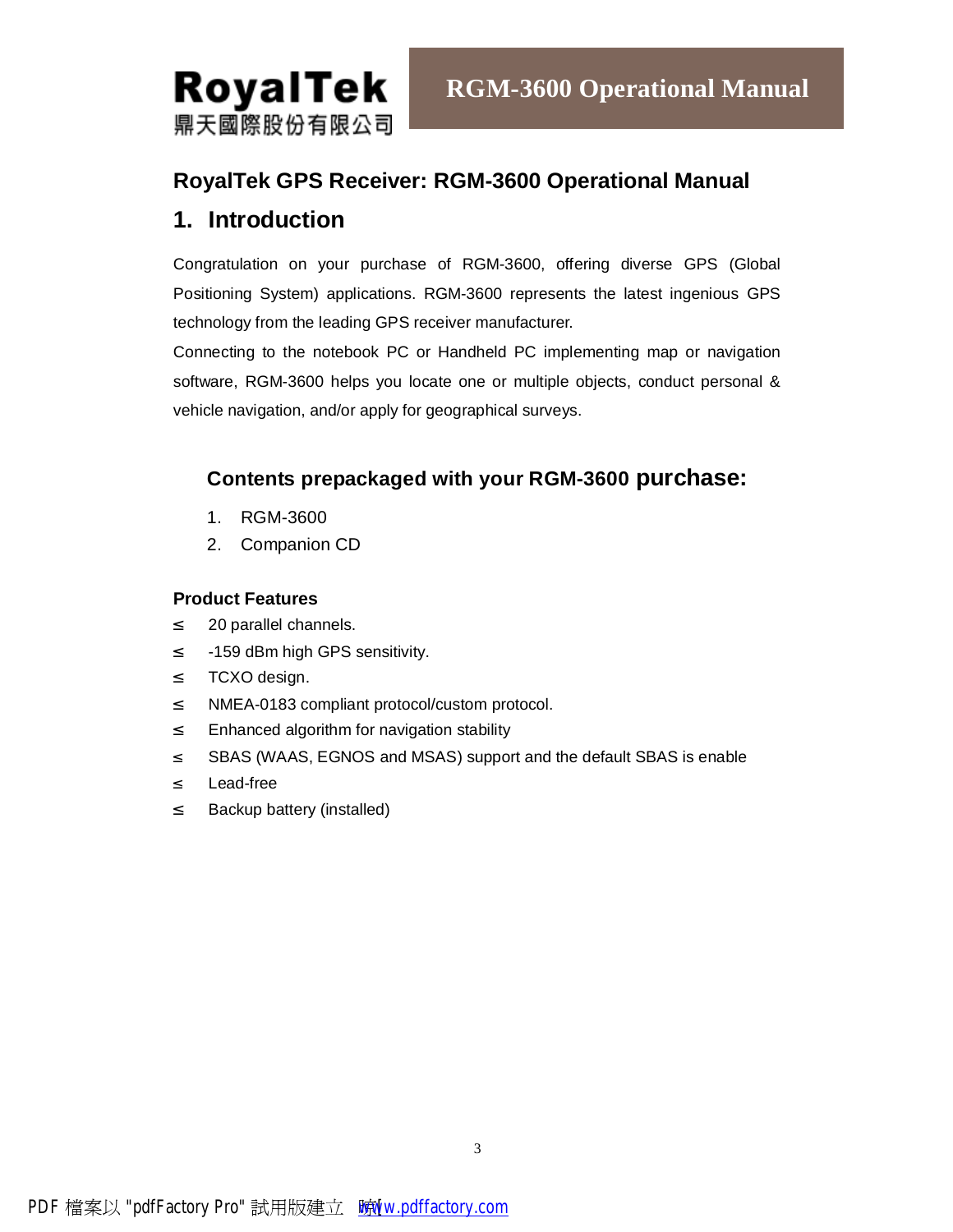# RoyalTek GPS Receiver: RGM-3600 Operational Manual

## 1. Introduction

Congratulation on your purchase of RGM-3600, offering diverse GPS (Global Positioning System) applications. RGM-3600 represents the latest ingenious GPS technology from the leading GPS receiver manufacturer.

Connecting to the notebook PC or Handheld PC implementing map or navigation software, RGM-3600 helps you locate one or multiple objects, conduct personal & vehicle navigation, and/or apply for geographical surveys.

### Contents prepackaged with your RGM-3600 purchase:

1. RGM-3600
2. Companion CD

**Product Features**

- 20 parallel channels.
- -159 dBm high GPS sensitivity.
- TCXO design.
- NMEA-0183 compliant protocol/custom protocol.
- Enhanced algorithm for navigation stability
- SBAS (WAAS, EGNOS and MSAS) support and the default SBAS is enable
- Lead-free
- Backup battery (installed)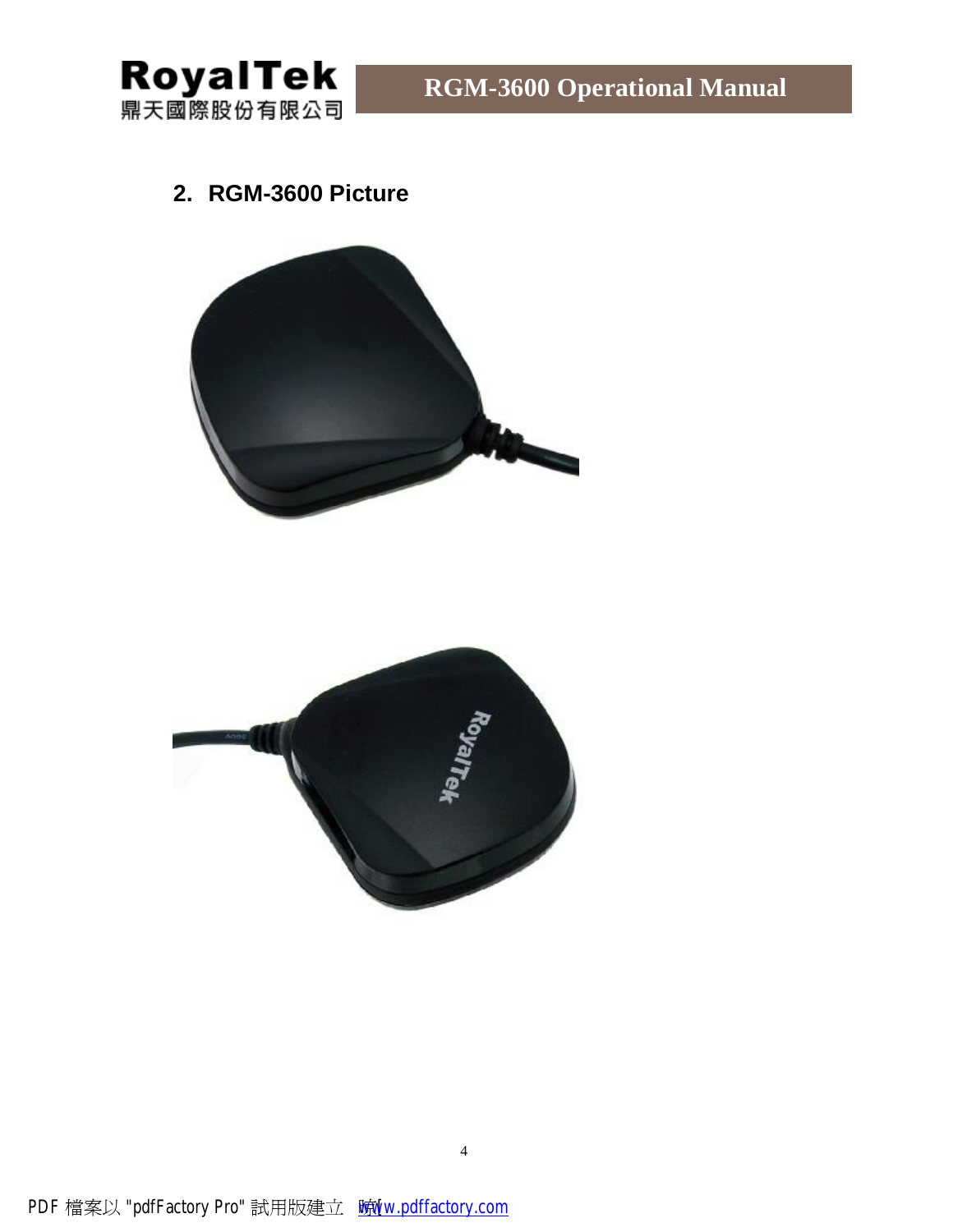## 2. RGM-3600 Picture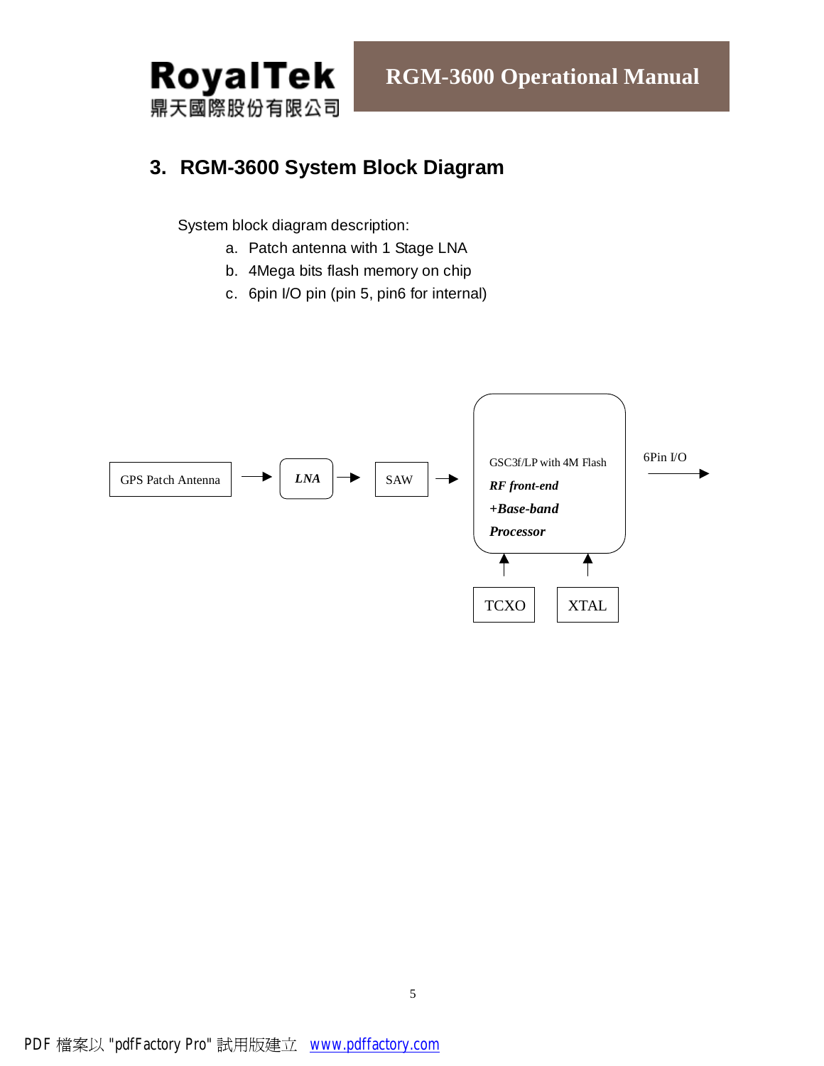## 3. RGM-3600 System Block Diagram

System block diagram description:

a. Patch antenna with 1 Stage LNA
b. 4Mega bits flash memory on chip
c. 6pin I/O pin (pin 5, pin6 for internal)

GPS Patch Antenna → ***LNA*** → SAW → GSC3f/LP with 4M Flash ***RF front-end +Base-band Processor*** → 6Pin I/O

TCXO → GSC3f/LP

XTAL → GSC3f/LP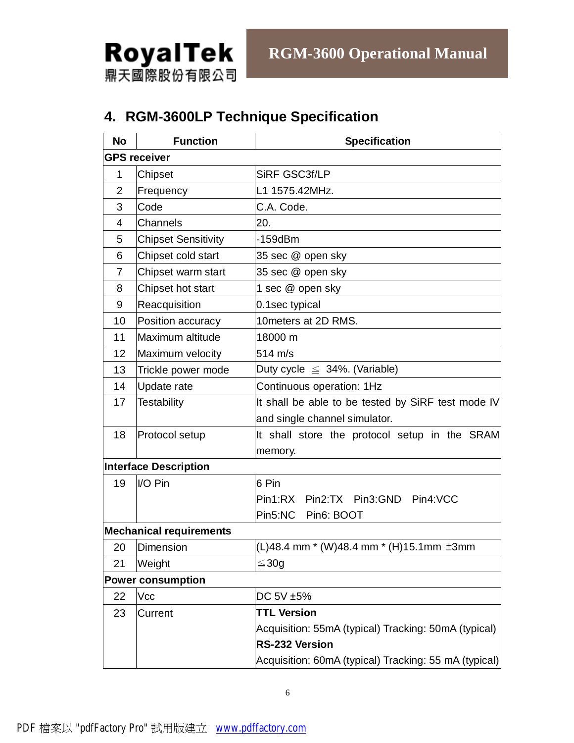## 4. RGM-3600LP Technique Specification

| No | Function | Specification |
|---|---|---|
| **GPS receiver** | | |
| 1 | Chipset | SiRF GSC3f/LP |
| 2 | Frequency | L1 1575.42MHz. |
| 3 | Code | C.A. Code. |
| 4 | Channels | 20. |
| 5 | Chipset Sensitivity | -159dBm |
| 6 | Chipset cold start | 35 sec @ open sky |
| 7 | Chipset warm start | 35 sec @ open sky |
| 8 | Chipset hot start | 1 sec @ open sky |
| 9 | Reacquisition | 0.1sec typical |
| 10 | Position accuracy | 10meters at 2D RMS. |
| 11 | Maximum altitude | 18000 m |
| 12 | Maximum velocity | 514 m/s |
| 13 | Trickle power mode | Duty cycle ≦ 34%. (Variable) |
| 14 | Update rate | Continuous operation: 1Hz |
| 17 | Testability | It shall be able to be tested by SiRF test mode IV and single channel simulator. |
| 18 | Protocol setup | It shall store the protocol setup in the SRAM memory. |
| **Interface Description** | | |
| 19 | I/O Pin | 6 Pin<br>Pin1:RX Pin2:TX Pin3:GND Pin4:VCC<br>Pin5:NC Pin6: BOOT |
| **Mechanical requirements** | | |
| 20 | Dimension | (L)48.4 mm * (W)48.4 mm * (H)15.1mm ±3mm |
| 21 | Weight | ≦30g |
| **Power consumption** | | |
| 22 | Vcc | DC 5V ±5% |
| 23 | Current | **TTL Version**<br>Acquisition: 55mA (typical) Tracking: 50mA (typical)<br>**RS-232 Version**<br>Acquisition: 60mA (typical) Tracking: 55 mA (typical) |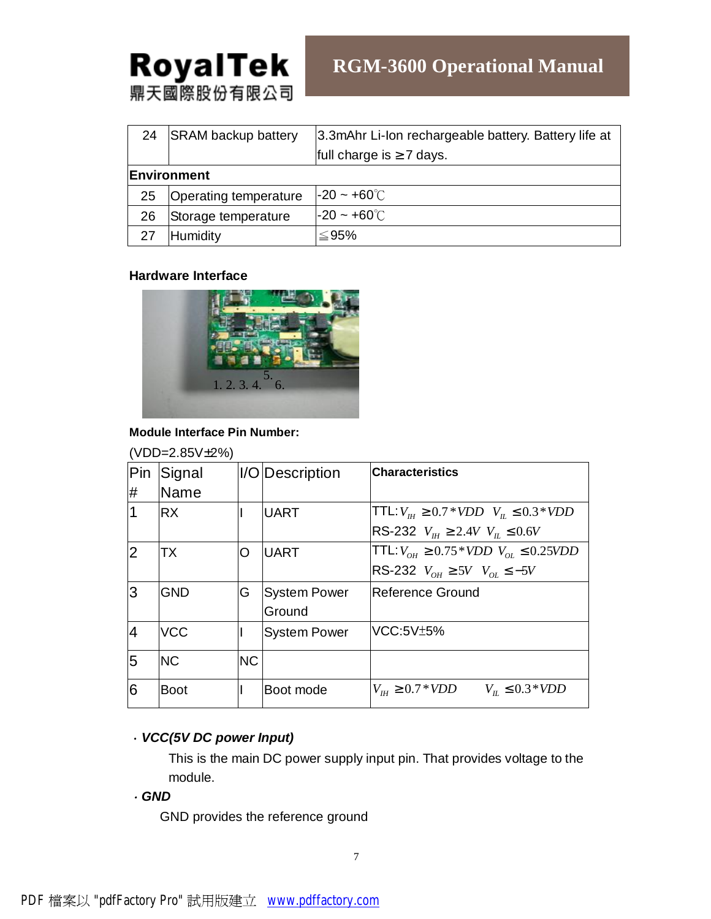| 24 | SRAM backup battery | 3.3mAhr Li-Ion rechargeable battery. Battery life at full charge is ≥7 days. |
|---|---|---|
| **Environment** | | |
| 25 | Operating temperature | -20 ~ +60℃ |
| 26 | Storage temperature | -20 ~ +60℃ |
| 27 | Humidity | ≦95% |

**Hardware Interface**

1. 2. 3. 4. 5. 6.

**Module Interface Pin Number:**

(VDD=2.85V±2%)

| Pin # | Signal Name | I/O | Description | **Characteristics** |
|---|---|---|---|---|
| 1 | RX | I | UART | TTL: $V_{IH} \geq 0.7*VDD$ $V_{IL} \leq 0.3*VDD$<br>RS-232 $V_{IH} \geq 2.4V$ $V_{IL} \leq 0.6V$ |
| 2 | TX | O | UART | TTL: $V_{OH} \geq 0.75*VDD$ $V_{OL} \leq 0.25VDD$<br>RS-232 $V_{OH} \geq 5V$ $V_{OL} \leq -5V$ |
| 3 | GND | G | System Power Ground | Reference Ground |
| 4 | VCC | I | System Power | VCC:5V±5% |
| 5 | NC | NC | | |
| 6 | Boot | I | Boot mode | $V_{IH} \geq 0.7*VDD$ $V_{IL} \leq 0.3*VDD$ |

· ***VCC(5V DC power Input)***

This is the main DC power supply input pin. That provides voltage to the module.

· ***GND***

GND provides the reference ground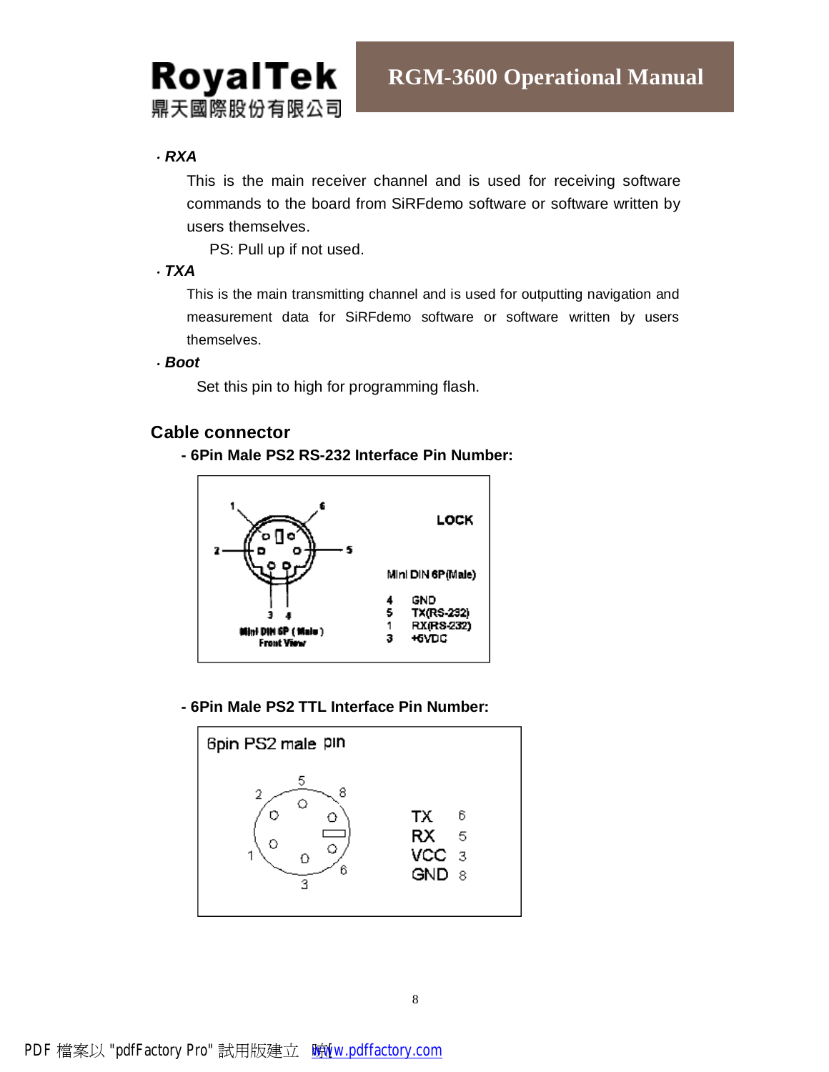- ***RXA***

  This is the main receiver channel and is used for receiving software commands to the board from SiRFdemo software or software written by users themselves.

  PS: Pull up if not used.

- ***TXA***

  This is the main transmitting channel and is used for outputting navigation and measurement data for SiRFdemo software or software written by users themselves.

- ***Boot***

  Set this pin to high for programming flash.

## Cable connector

**- 6Pin Male PS2 RS-232 Interface Pin Number:**

LOCK

Mini DIN 6P(Male)

| Pin | Signal |
|---|---|
| 4 | GND |
| 5 | TX(RS-232) |
| 1 | RX(RS-232) |
| 3 | +5VDC |

Mini DIN 6P ( Male )
Front View

**- 6Pin Male PS2 TTL Interface Pin Number:**

6pin PS2 male pin

| Signal | Pin |
|---|---|
| TX | 6 |
| RX | 5 |
| VCC | 3 |
| GND | 8 |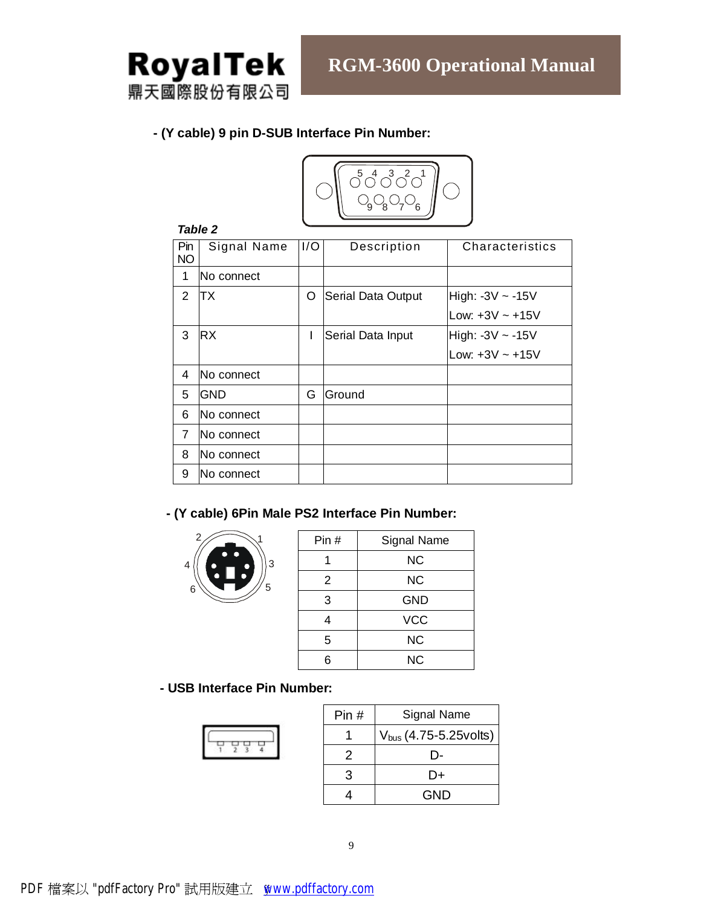- **(Y cable) 9 pin D-SUB Interface Pin Number:**

*Table 2*

| Pin NO | Signal Name | I/O | Description | Characteristics |
|---|---|---|---|---|
| 1 | No connect | | | |
| 2 | TX | O | Serial Data Output | High: -3V ~ -15V<br>Low: +3V ~ +15V |
| 3 | RX | I | Serial Data Input | High: -3V ~ -15V<br>Low: +3V ~ +15V |
| 4 | No connect | | | |
| 5 | GND | G | Ground | |
| 6 | No connect | | | |
| 7 | No connect | | | |
| 8 | No connect | | | |
| 9 | No connect | | | |

- **(Y cable) 6Pin Male PS2 Interface Pin Number:**

| Pin # | Signal Name |
|---|---|
| 1 | NC |
| 2 | NC |
| 3 | GND |
| 4 | VCC |
| 5 | NC |
| 6 | NC |

- **USB Interface Pin Number:**

| Pin # | Signal Name |
|---|---|
| 1 | $V_{bus}$ (4.75-5.25volts) |
| 2 | D- |
| 3 | D+ |
| 4 | GND |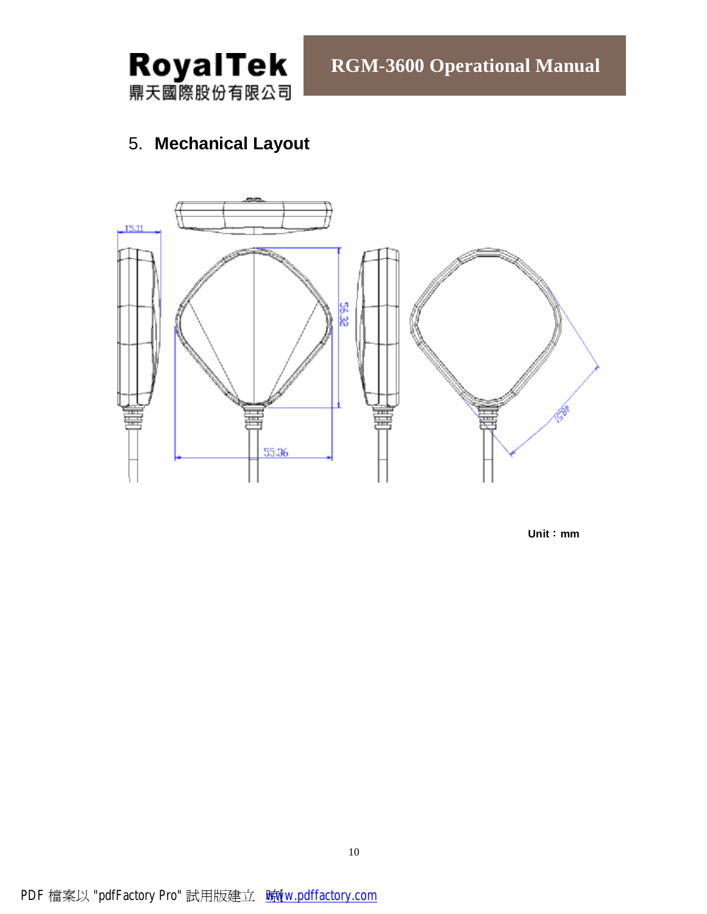## 5. Mechanical Layout

Unit：mm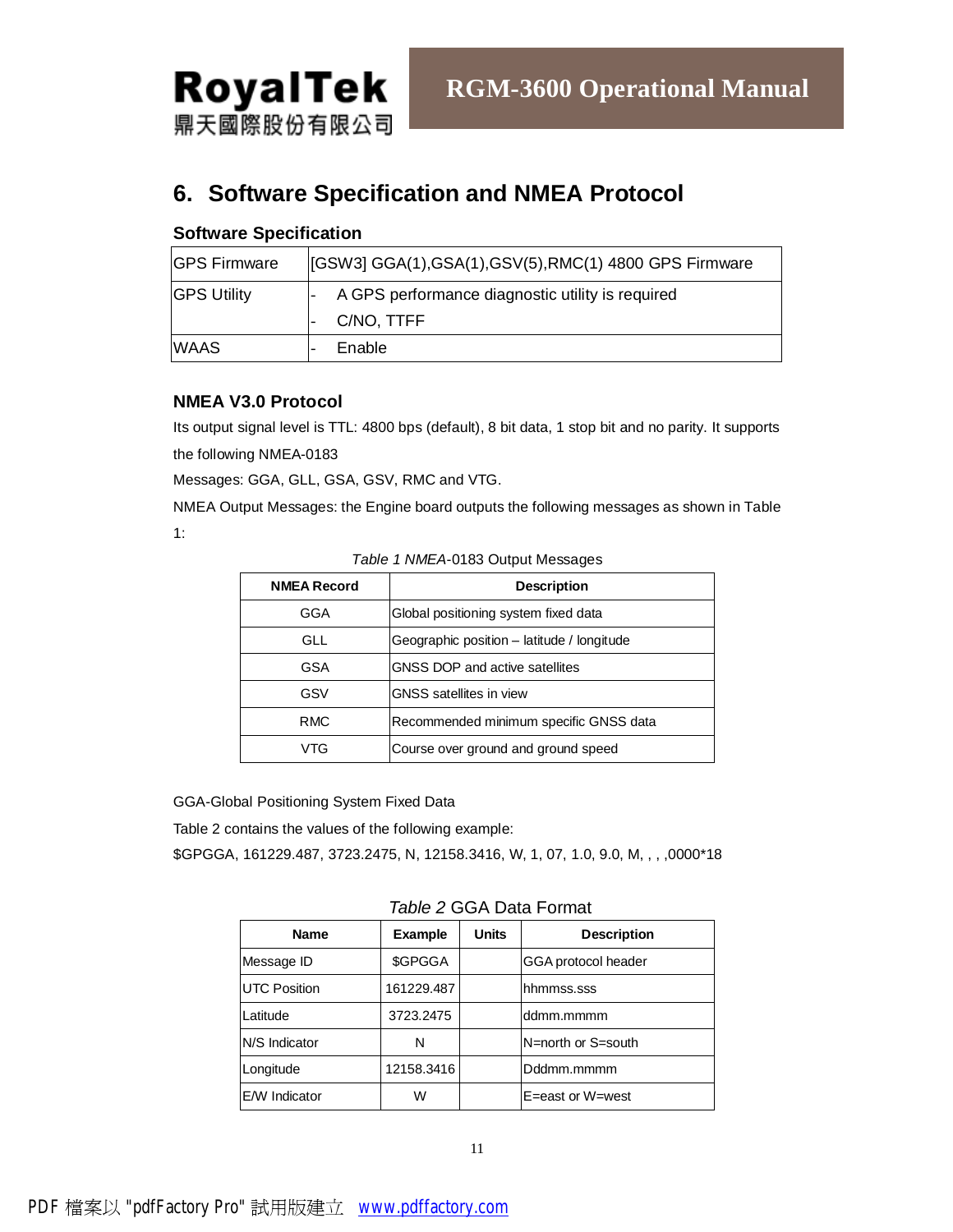# 6. Software Specification and NMEA Protocol

## Software Specification

| GPS Firmware | [GSW3] GGA(1),GSA(1),GSV(5),RMC(1) 4800 GPS Firmware |
|---|---|
| GPS Utility | - A GPS performance diagnostic utility is required<br>- C/NO, TTFF |
| WAAS | - Enable |

## NMEA V3.0 Protocol

Its output signal level is TTL: 4800 bps (default), 8 bit data, 1 stop bit and no parity. It supports the following NMEA-0183

Messages: GGA, GLL, GSA, GSV, RMC and VTG.

NMEA Output Messages: the Engine board outputs the following messages as shown in Table 1:

*Table 1 NMEA*-0183 Output Messages

| NMEA Record | Description |
|---|---|
| GGA | Global positioning system fixed data |
| GLL | Geographic position – latitude / longitude |
| GSA | GNSS DOP and active satellites |
| GSV | GNSS satellites in view |
| RMC | Recommended minimum specific GNSS data |
| VTG | Course over ground and ground speed |

GGA-Global Positioning System Fixed Data

Table 2 contains the values of the following example:

$GPGGA, 161229.487, 3723.2475, N, 12158.3416, W, 1, 07, 1.0, 9.0, M, , , ,0000*18

*Table 2* GGA Data Format

| Name | Example | Units | Description |
|---|---|---|---|
| Message ID | $GPGGA | | GGA protocol header |
| UTC Position | 161229.487 | | hhmmss.sss |
| Latitude | 3723.2475 | | ddmm.mmmm |
| N/S Indicator | N | | N=north or S=south |
| Longitude | 12158.3416 | | Dddmm.mmmm |
| E/W Indicator | W | | E=east or W=west |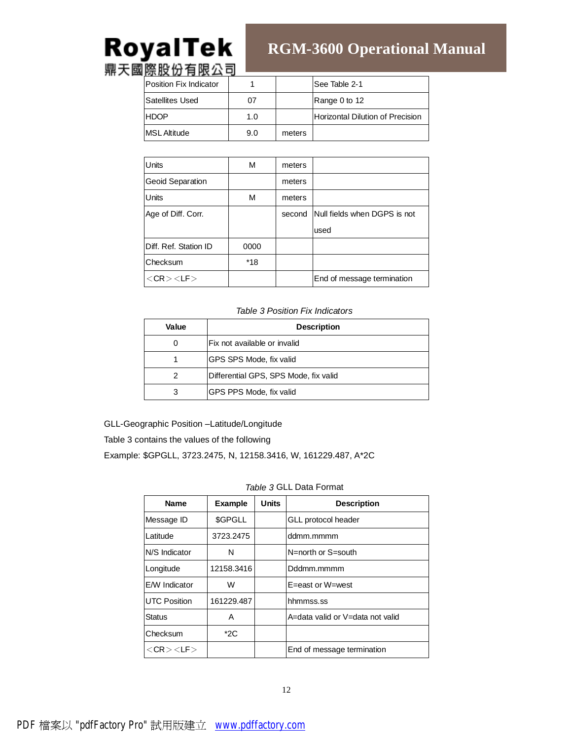| Position Fix Indicator | 1 | | See Table 2-1 |
|---|---|---|---|
| Satellites Used | 07 | | Range 0 to 12 |
| HDOP | 1.0 | | Horizontal Dilution of Precision |
| MSL Altitude | 9.0 | meters | |

| Units | M | meters | |
|---|---|---|---|
| Geoid Separation | | meters | |
| Units | M | meters | |
| Age of Diff. Corr. | | second | Null fields when DGPS is not used |
| Diff. Ref. Station ID | 0000 | | |
| Checksum | *18 | | |
| ＜CR＞＜LF＞ | | | End of message termination |

*Table 3 Position Fix Indicators*

| Value | Description |
|---|---|
| 0 | Fix not available or invalid |
| 1 | GPS SPS Mode, fix valid |
| 2 | Differential GPS, SPS Mode, fix valid |
| 3 | GPS PPS Mode, fix valid |

GLL-Geographic Position –Latitude/Longitude

Table 3 contains the values of the following

Example: $GPGLL, 3723.2475, N, 12158.3416, W, 161229.487, A*2C

*Table 3* GLL Data Format

| Name | Example | Units | Description |
|---|---|---|---|
| Message ID | $GPGLL | | GLL protocol header |
| Latitude | 3723.2475 | | ddmm.mmmm |
| N/S Indicator | N | | N=north or S=south |
| Longitude | 12158.3416 | | Dddmm.mmmm |
| E/W Indicator | W | | E=east or W=west |
| UTC Position | 161229.487 | | hhmmss.ss |
| Status | A | | A=data valid or V=data not valid |
| Checksum | *2C | | |
| ＜CR＞＜LF＞ | | | End of message termination |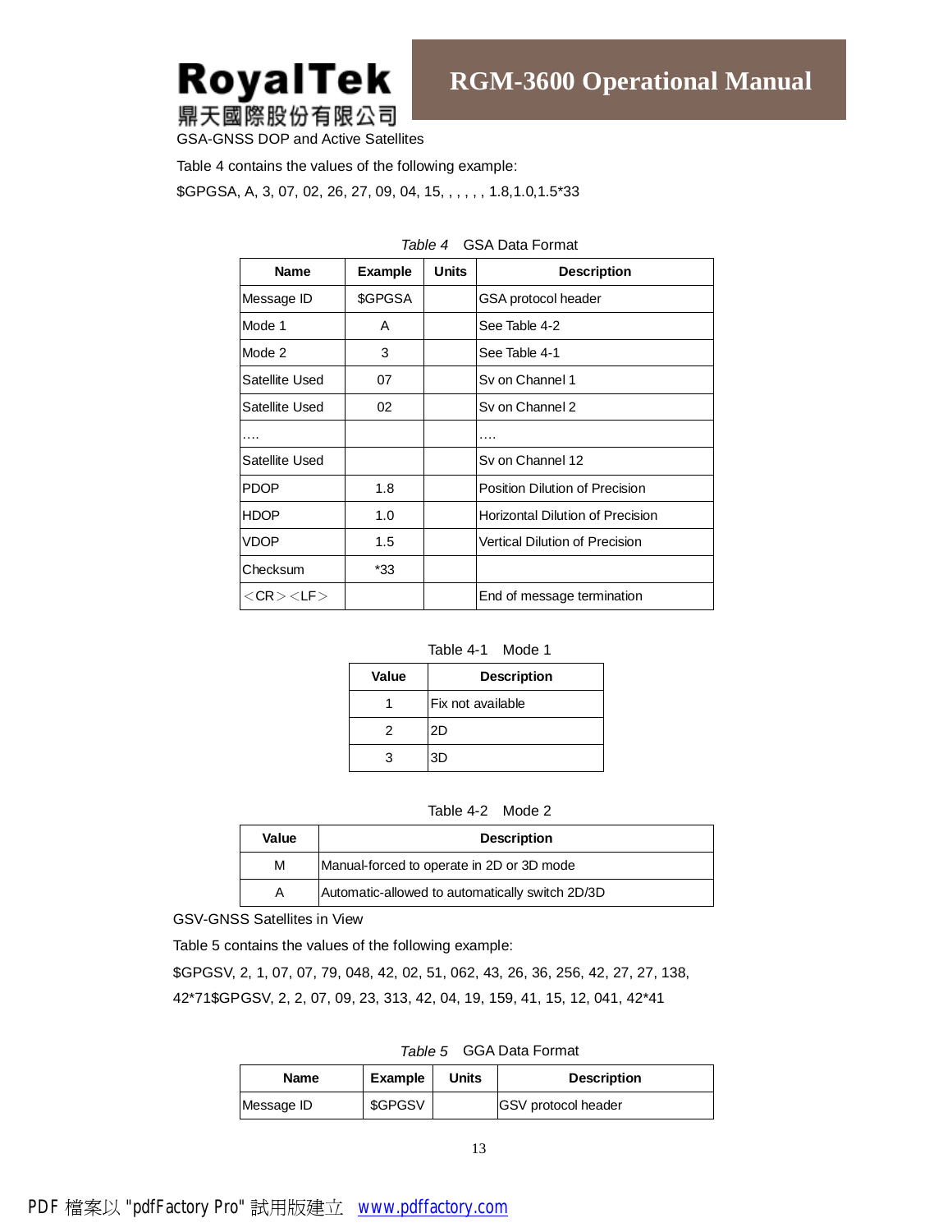GSA-GNSS DOP and Active Satellites

Table 4 contains the values of the following example:

$GPGSA, A, 3, 07, 02, 26, 27, 09, 04, 15, , , , , , 1.8,1.0,1.5*33

*Table 4* GSA Data Format

| Name | Example | Units | Description |
|---|---|---|---|
| Message ID | $GPGSA | | GSA protocol header |
| Mode 1 | A | | See Table 4-2 |
| Mode 2 | 3 | | See Table 4-1 |
| Satellite Used | 07 | | Sv on Channel 1 |
| Satellite Used | 02 | | Sv on Channel 2 |
| …. | | | …. |
| Satellite Used | | | Sv on Channel 12 |
| PDOP | 1.8 | | Position Dilution of Precision |
| HDOP | 1.0 | | Horizontal Dilution of Precision |
| VDOP | 1.5 | | Vertical Dilution of Precision |
| Checksum | *33 | | |
| ＜CR＞＜LF＞ | | | End of message termination |

Table 4-1 Mode 1

| Value | Description |
|---|---|
| 1 | Fix not available |
| 2 | 2D |
| 3 | 3D |

Table 4-2 Mode 2

| Value | Description |
|---|---|
| M | Manual-forced to operate in 2D or 3D mode |
| A | Automatic-allowed to automatically switch 2D/3D |

GSV-GNSS Satellites in View

Table 5 contains the values of the following example:

$GPGSV, 2, 1, 07, 07, 79, 048, 42, 02, 51, 062, 43, 26, 36, 256, 42, 27, 27, 138, 42*71$GPGSV, 2, 2, 07, 09, 23, 313, 42, 04, 19, 159, 41, 15, 12, 041, 42*41

*Table 5* GGA Data Format

| Name | Example | Units | Description |
|---|---|---|---|
| Message ID | $GPGSV | | GSV protocol header |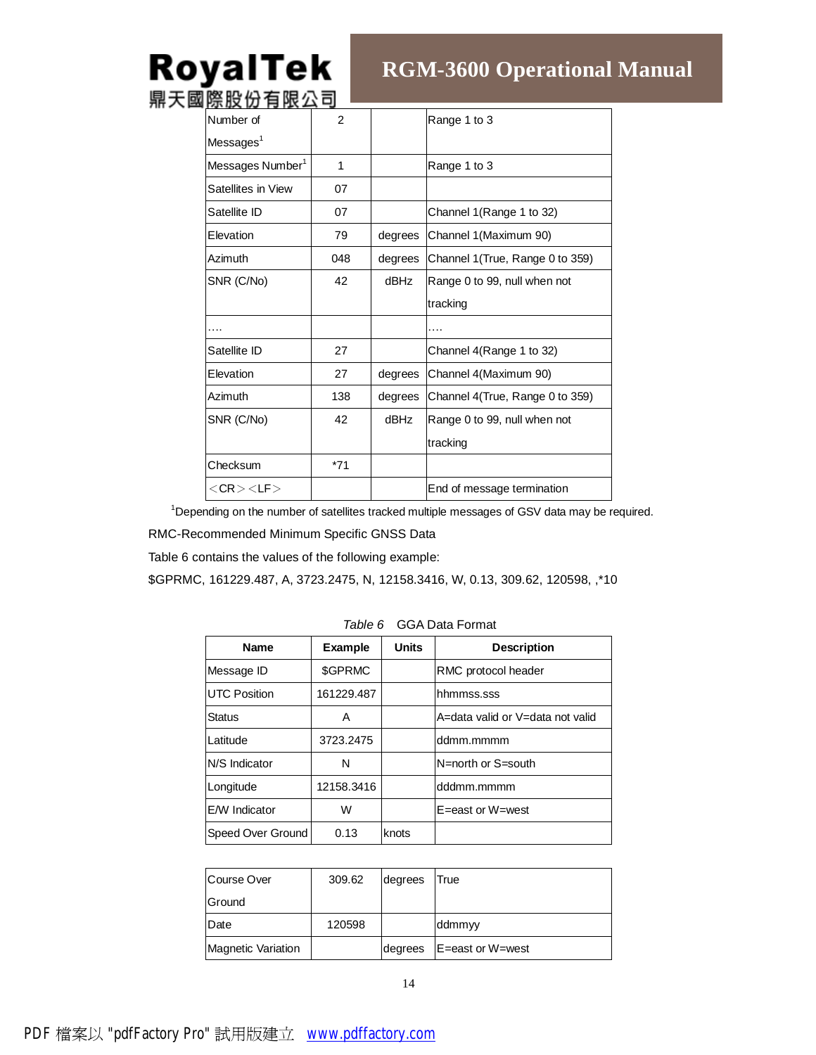| | | | |
|---|---|---|---|
| Number of Messages[1] | 2 | | Range 1 to 3 |
| Messages Number[1] | 1 | | Range 1 to 3 |
| Satellites in View | 07 | | |
| Satellite ID | 07 | | Channel 1(Range 1 to 32) |
| Elevation | 79 | degrees | Channel 1(Maximum 90) |
| Azimuth | 048 | degrees | Channel 1(True, Range 0 to 359) |
| SNR (C/No) | 42 | dBHz | Range 0 to 99, null when not tracking |
| …. | | | …. |
| Satellite ID | 27 | | Channel 4(Range 1 to 32) |
| Elevation | 27 | degrees | Channel 4(Maximum 90) |
| Azimuth | 138 | degrees | Channel 4(True, Range 0 to 359) |
| SNR (C/No) | 42 | dBHz | Range 0 to 99, null when not tracking |
| Checksum | *71 | | |
| ＜CR＞＜LF＞ | | | End of message termination |

[1]Depending on the number of satellites tracked multiple messages of GSV data may be required.

RMC-Recommended Minimum Specific GNSS Data

Table 6 contains the values of the following example:

$GPRMC, 161229.487, A, 3723.2475, N, 12158.3416, W, 0.13, 309.62, 120598, ,*10

*Table 6* GGA Data Format

| Name | Example | Units | Description |
|---|---|---|---|
| Message ID | $GPRMC | | RMC protocol header |
| UTC Position | 161229.487 | | hhmmss.sss |
| Status | A | | A=data valid or V=data not valid |
| Latitude | 3723.2475 | | ddmm.mmmm |
| N/S Indicator | N | | N=north or S=south |
| Longitude | 12158.3416 | | dddmm.mmmm |
| E/W Indicator | W | | E=east or W=west |
| Speed Over Ground | 0.13 | knots | |
| Course Over Ground | 309.62 | degrees | True |
| Date | 120598 | | ddmmyy |
| Magnetic Variation | | degrees | E=east or W=west |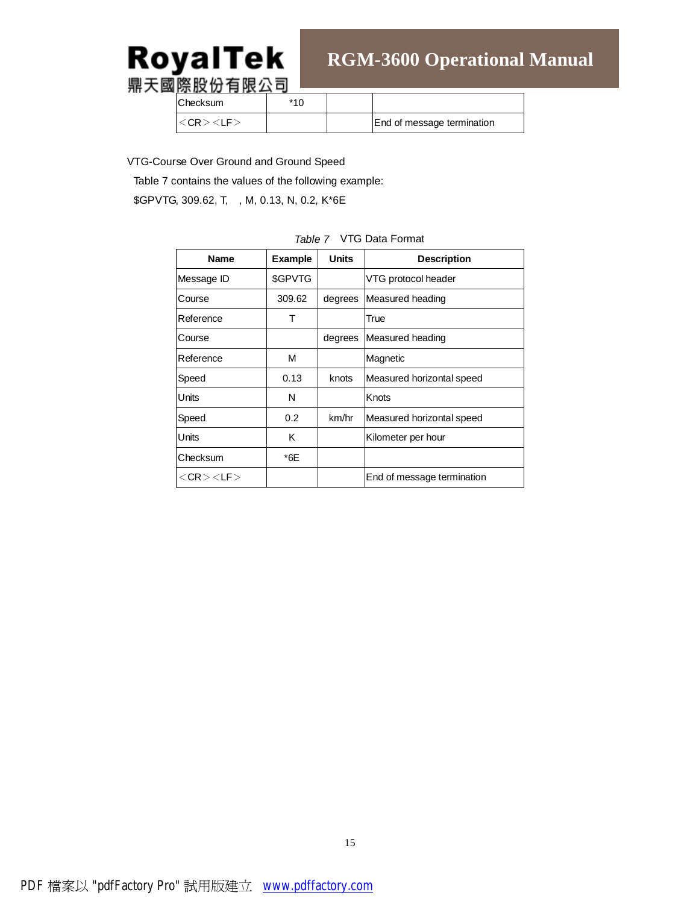| Checksum | *10 | | |
|---|---|---|---|
| <CR><LF> | | | End of message termination |

VTG-Course Over Ground and Ground Speed

Table 7 contains the values of the following example:

$GPVTG, 309.62, T, , M, 0.13, N, 0.2, K*6E

*Table 7* VTG Data Format

| Name | Example | Units | Description |
|---|---|---|---|
| Message ID | $GPVTG | | VTG protocol header |
| Course | 309.62 | degrees | Measured heading |
| Reference | T | | True |
| Course | | degrees | Measured heading |
| Reference | M | | Magnetic |
| Speed | 0.13 | knots | Measured horizontal speed |
| Units | N | | Knots |
| Speed | 0.2 | km/hr | Measured horizontal speed |
| Units | K | | Kilometer per hour |
| Checksum | *6E | | |
| <CR><LF> | | | End of message termination |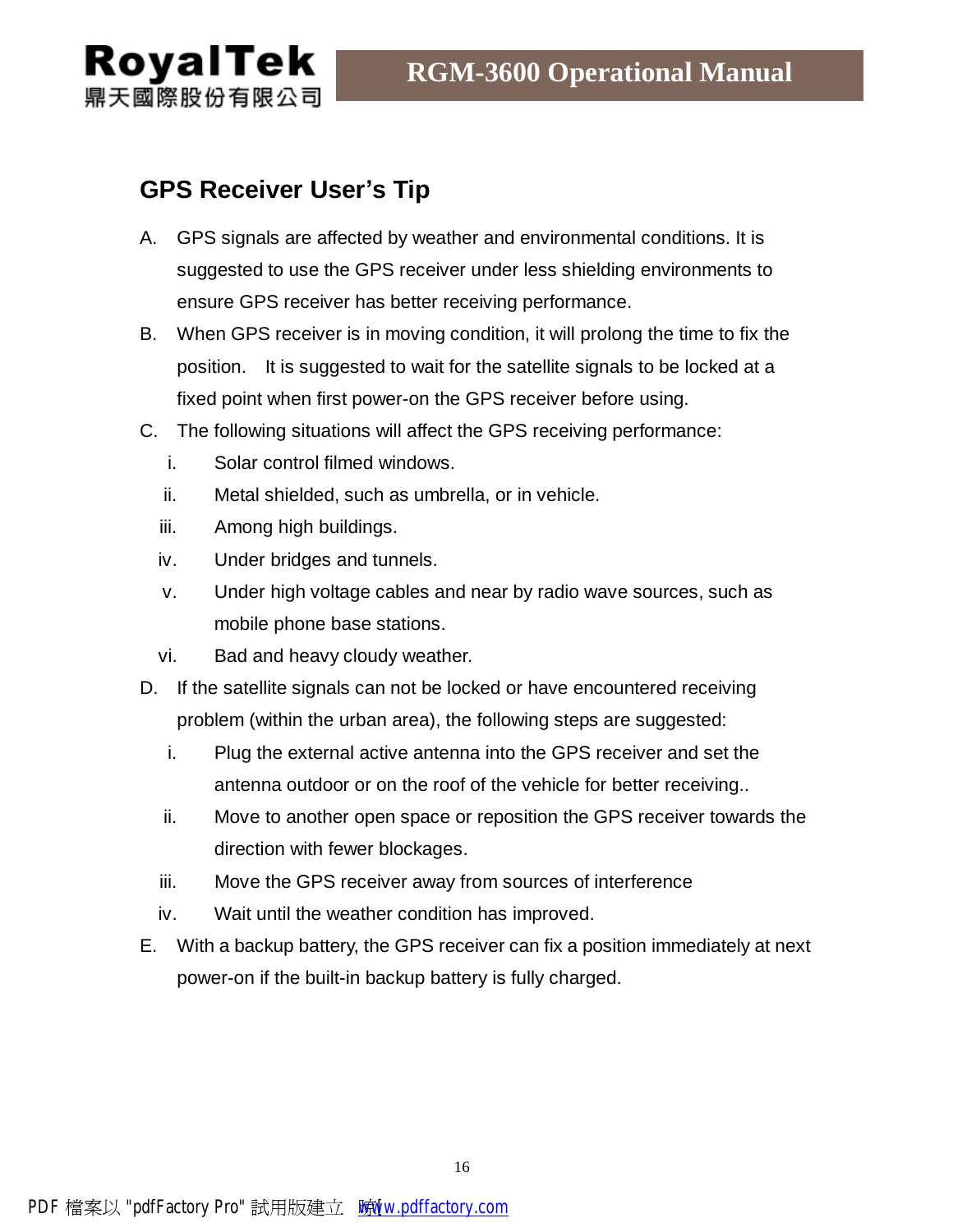## GPS Receiver User's Tip

A. GPS signals are affected by weather and environmental conditions. It is suggested to use the GPS receiver under less shielding environments to ensure GPS receiver has better receiving performance.

B. When GPS receiver is in moving condition, it will prolong the time to fix the position.  It is suggested to wait for the satellite signals to be locked at a fixed point when first power-on the GPS receiver before using.

C. The following situations will affect the GPS receiving performance:

   i. Solar control filmed windows.

   ii. Metal shielded, such as umbrella, or in vehicle.

   iii. Among high buildings.

   iv. Under bridges and tunnels.

   v. Under high voltage cables and near by radio wave sources, such as mobile phone base stations.

   vi. Bad and heavy cloudy weather.

D. If the satellite signals can not be locked or have encountered receiving problem (within the urban area), the following steps are suggested:

   i. Plug the external active antenna into the GPS receiver and set the antenna outdoor or on the roof of the vehicle for better receiving..

   ii. Move to another open space or reposition the GPS receiver towards the direction with fewer blockages.

   iii. Move the GPS receiver away from sources of interference

   iv. Wait until the weather condition has improved.

E. With a backup battery, the GPS receiver can fix a position immediately at next power-on if the built-in backup battery is fully charged.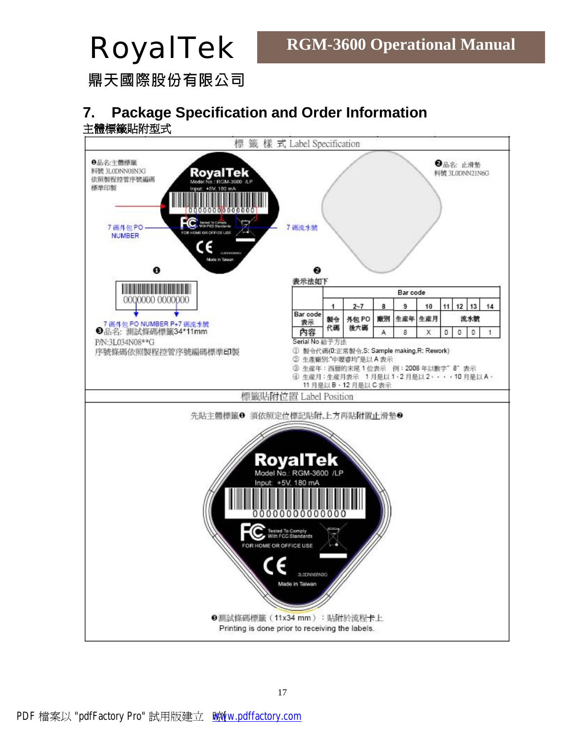## 7. Package Specification and Order Information

主體標籤貼附型式

標 籤 樣 式 Label Specification

❶品名:主體標籤
料號 3L0DNN08N3G
依照製程控管序號編碼
標準印製

RoyalTek
Model No.: RGM-3600 /LP
Input: +5V, 180 mA
00000000000000
Tested To Comply With FCC Standards
FOR HOME OR OFFICE USE
Made in Taiwan

7 碼外包 PO NUMBER

7 碼流水號

❷品名: 止滑墊
料號 3L0DNN21N6G

❶

❷

0000000 0000000

7 碼外包 PO NUMBER P+7 碼流水號
❸品名: 測試條碼標籤34*11mm
P/N:3L034N08**G
序號條碼依照製程控管序號編碼標準印製

表示法如下

| | Bar code | | | | | | | | |
|---|---|---|---|---|---|---|---|---|---|
| | 1 | 2~7 | 8 | 9 | 10 | 11 | 12 | 13 | 14 |
| Bar code 表示 | 製令代碼 | 外包 PO 後六碼 | 廠別 | 生產年 | 生產月 | 流水號 | | | |
| 內容 | | | A | 8 | X | 0 | 0 | 0 | 1 |

Serial No 給予方法
① 製令代碼(0:正常製令,S: Sample making,R: Rework)
② 生產廠別:"中壢廠均"是以 A 表示
③ 生產年:西曆的末尾 1 位表示　例:2008 年以數字" 8" 表示
④ 生產月:生產月表示　1 月是以 1、2 月是以 2、、、、10 月是以 A、11 月是以 B、12 月是以 C 表示

標籤貼附位置 Label Position

先貼主體標籤❶ 須依照定位標記貼附,上方再貼附置止滑墊❷

RoyalTek
Model No.: RGM-3600 /LP
Input: +5V, 180 mA
00000000000000
Tested To Comply With FCC Standards
FOR HOME OR OFFICE USE
3L0DNN08N3G
Made in Taiwan

❸測試條碼標籤(11x34 mm):貼附於流程卡上
Printing is done prior to receiving the labels.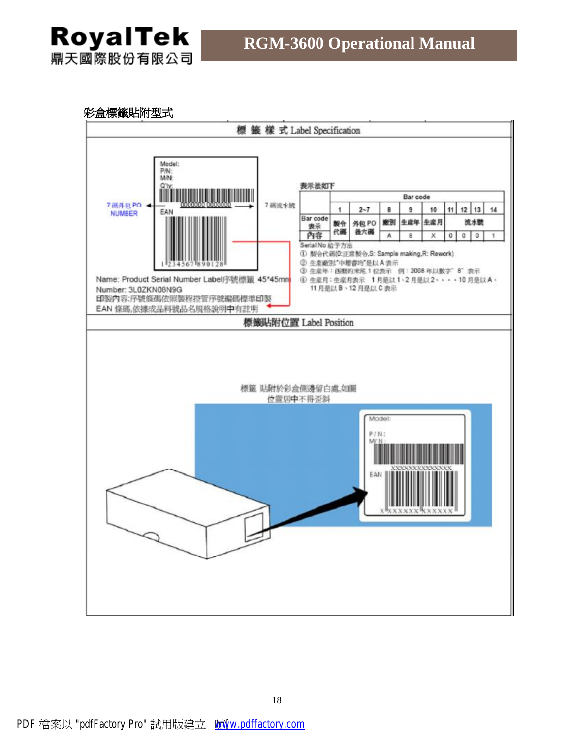彩盒標籤貼附型式

## 標 籤 樣 式 Label Specification

Model:
P/N:
M/N:
Q'ty:

7 碼外包 PO NUMBER ← 0000000 0000000 → 7 碼流水號

EAN

1 234567 890128

Name: Product Serial Number Label序號標籤 45*45mm
Number: 3L0ZKN08N9G
印製內容:序號條碼依照製程控管序號編碼標準印製
EAN 條碼,依據成品料號品名規格說明中有註明

表示法如下

| | Bar code | | | | | | | | | |
|---|---|---|---|---|---|---|---|---|---|---|
| | 1 | 2~7 | 8 | 9 | 10 | 11 | 12 | 13 | 14 |
| Bar code 表示 | 製令代碼 | 外包 PO 後六碼 | 廠別 | 生產年 | 生產月 | 流水號 | | | |
| 內容 | | | A | 8 | X | 0 | 0 | 0 | 1 |

Serial No 給予方法
① 製令代碼(0:正常製令,S: Sample making,R: Rework)
② 生產廠別:"中壢書均"是以 A 表示
③ 生產年:西曆的末尾 1 位表示 例:2008 年以數字" 8" 表示
④ 生產月:生產月表示 1 月是以 1、2 月是以 2、・・・10 月是以 A、11 月是以 B、12 月是以 C 表示

## 標籤貼附位置 Label Position

標籤 貼附於彩盒側邊留白處,如圖
位置居中不得歪斜

Model:
P / N:
M / N:
XXXXXXXXXXXXXX
EAN
X XXXXXX XXXXXX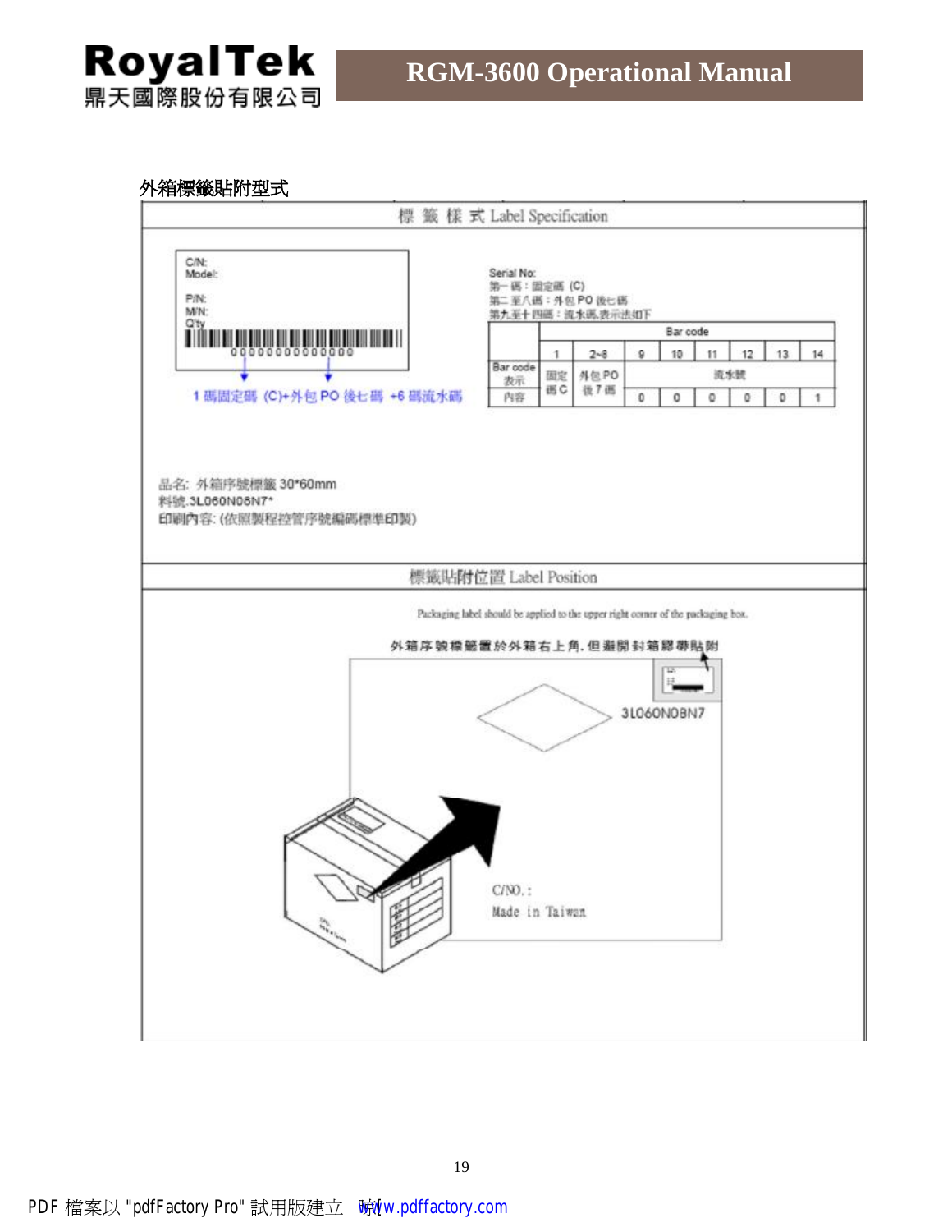外箱標籤貼附型式

## 標 籤 樣 式 Label Specification

C/N:
Model:

P/N:
M/N:
Q'ty

00000000000000

1 碼固定碼 (C)+外包 PO 後七碼 +6 碼流水碼

Serial No:
第一碼：固定碼 (C)
第二至八碼：外包 PO 後七碼
第九至十四碼：流水碼,表示法如下

| | Bar code | | | | | | | |
|---|---|---|---|---|---|---|---|---|
| | 1 | 2~8 | 9 | 10 | 11 | 12 | 13 | 14 |
| Bar code 表示 | 固定碼 C | 外包 PO 後 7 碼 | 流水號 | | | | | |
| 內容 | | | 0 | 0 | 0 | 0 | 0 | 1 |

品名: 外箱序號標籤 30*60mm
料號:3L060N08N7*
印刷內容: (依照製程控管序號編碼標準印製)

## 標籤貼附位置 Label Position

Packaging label should be applied to the upper right corner of the packaging box.

外箱序號標籤置於外箱右上角, 但避開封箱膠帶貼附

3L060N08N7

C/NO. :
Made in Taiwan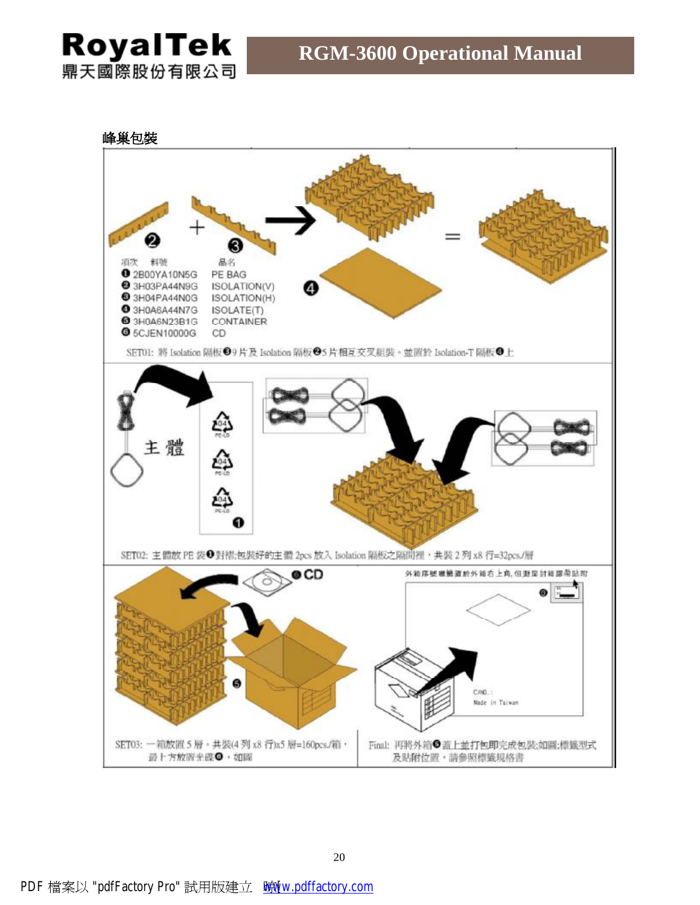峰巢包裝

| 項次 | 料號 | 品名 |
|---|---|---|
| ❶ | 2B00YA10N5G | PE BAG |
| ❷ | 3H03PA44N9G | ISOLATION(V) |
| ❸ | 3H04PA44N0G | ISOLATION(H) |
| ❹ | 3H0A6A44N7G | ISOLATE(T) |
| ❺ | 3H0A6N23B1G | CONTAINER |
| ❻ | 5CJEN10000G | CD |

SET01: 將 Isolation 隔板❸9 片及 Isolation 隔板❷5 片相互交叉組裝，並置於 Isolation-T 隔板❹上

主體

SET02: 主體放 PE 袋❶對摺;包裝好的主體 2pcs 放入 Isolation 隔板之隔間裡，共裝 2 列 x8 行=32pcs./層

❻CD

SET03: 一箱放置 5 層，共裝(4 列 x8 行)x5 層=160pcs./箱，最上方放置光碟❻，如圖

外箱序號標籤貼於外箱右上角，但避開封箱膠帶貼附

C/NO.:
Made in Taiwan

Final: 再將外箱❺蓋上並打包即完成包裝;如圖;標籤型式及貼附位置，請參照標籤規格書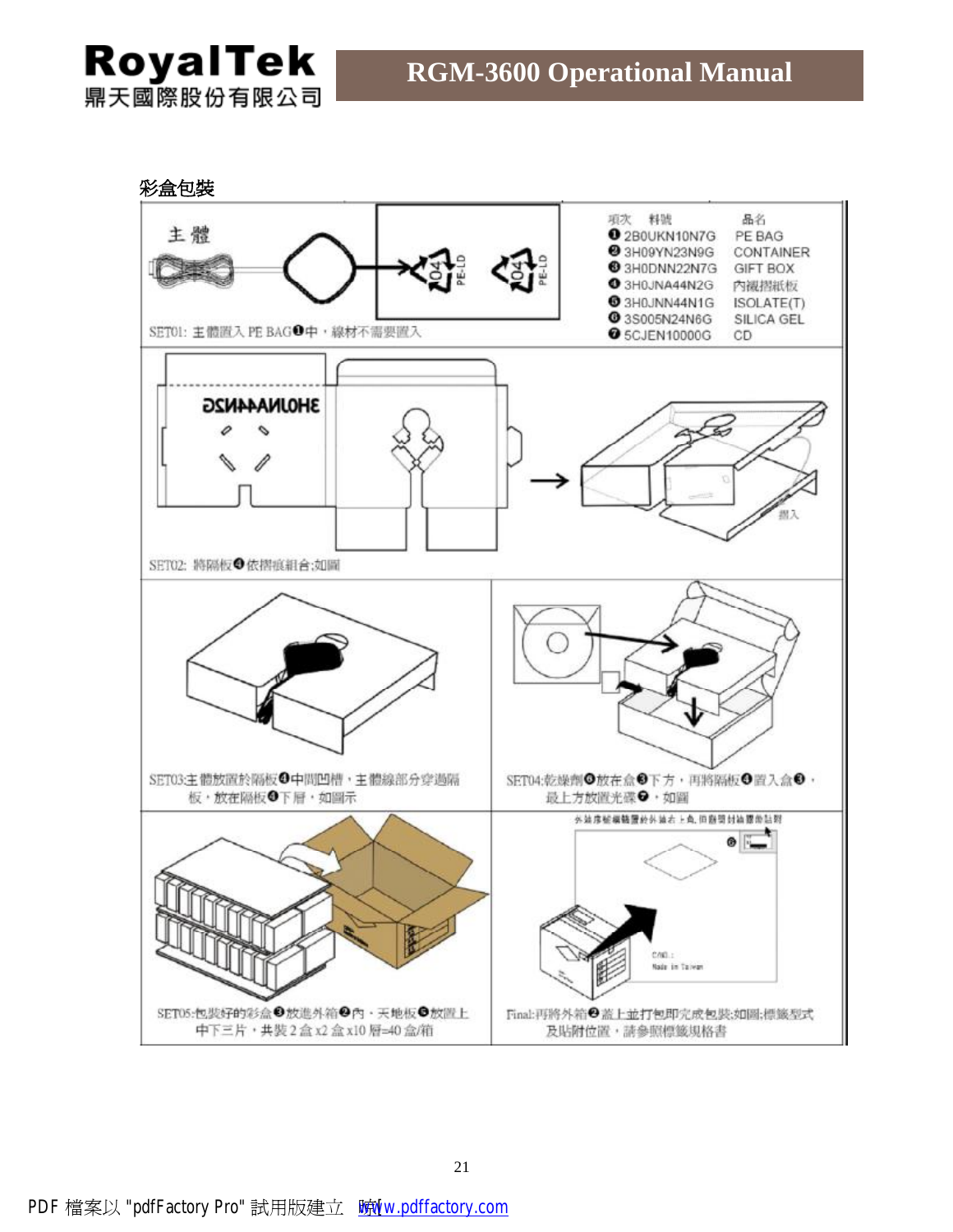彩盒包裝

| 項次 | 料號 | 品名 |
|---|---|---|
| ❶ | 2B0UKN10N7G | PE BAG |
| ❷ | 3H09YN23N9G | CONTAINER |
| ❸ | 3H0DNN22N7G | GIFT BOX |
| ❹ | 3H0JNA44N2G | 內襯摺紙板 |
| ❺ | 3H0JNN44N1G | ISOLATE(T) |
| ❻ | 3S005N24N6G | SILICA GEL |
| ❼ | 5CJEN10000G | CD |

主體

SET01: 主體置入 PE BAG❶中，線材不需要置入

SET02: 將隔板❹依摺痕組合;如圖

SET03:主體放置於隔板❹中間凹槽，主體線部分穿過隔板，放在隔板❹下層，如圖示

SET04:乾燥劑❻放在盒❸下方，再將隔板❹置入盒❸，最上方放置光碟❼，如圖

SET05:包裝好的彩盒❸放進外箱❷內，天地板❺放置上中下三片，共裝 2 盒 x2 盒 x10 層=40 盒/箱

Final:再將外箱❷蓋上並打包即完成包裝;如圖;標籤型式及貼附位置，請參照標籤規格書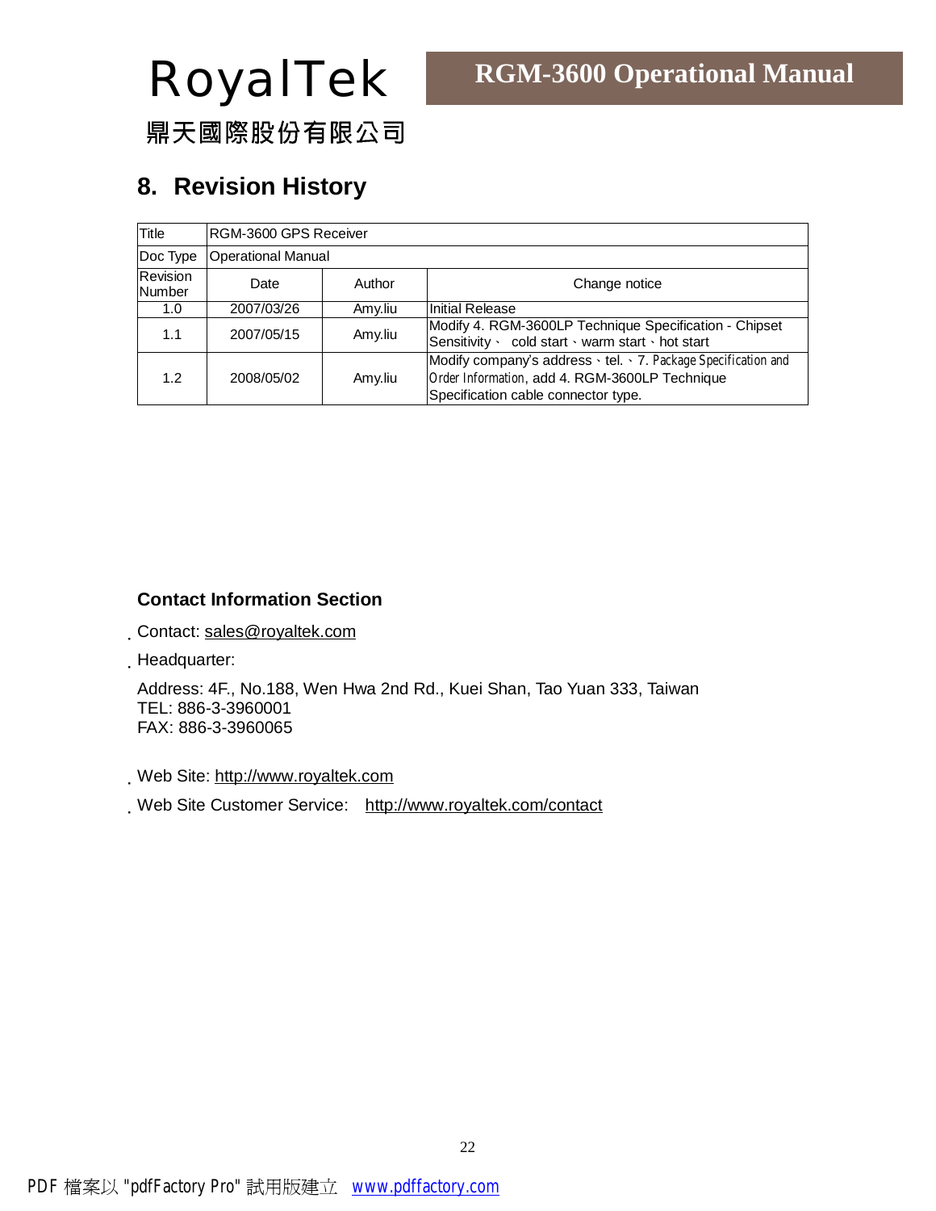## 8. Revision History

| | | | |
|---|---|---|---|
| Title | RGM-3600 GPS Receiver | | |
| Doc Type | Operational Manual | | |
| Revision Number | Date | Author | Change notice |
| 1.0 | 2007/03/26 | Amy.liu | Initial Release |
| 1.1 | 2007/05/15 | Amy.liu | Modify 4. RGM-3600LP Technique Specification - Chipset Sensitivity、 cold start、warm start、hot start |
| 1.2 | 2008/05/02 | Amy.liu | Modify company's address、tel.、7. Package Specification and Order Information, add 4. RGM-3600LP Technique Specification cable connector type. |

**Contact Information Section**

- Contact: sales@royaltek.com
- Headquarter:

  Address: 4F., No.188, Wen Hwa 2nd Rd., Kuei Shan, Tao Yuan 333, Taiwan
  TEL: 886-3-3960001
  FAX: 886-3-3960065

- Web Site: http://www.royaltek.com
- Web Site Customer Service: http://www.royaltek.com/contact